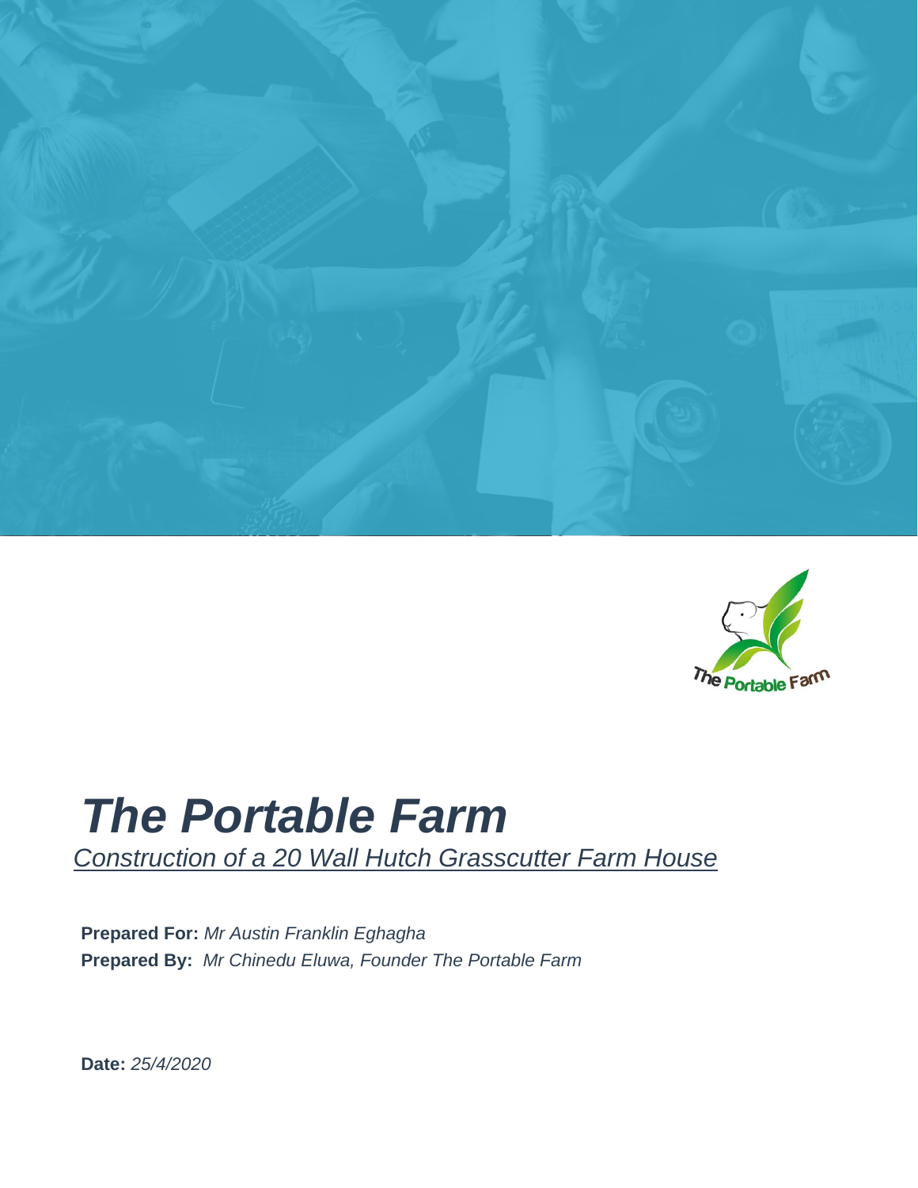# *The Portable Farm*

*Construction of a 20 Wall Hutch Grasscutter Farm House*

**Prepared For:** *Mr Austin Franklin Eghagha*

**Prepared By:** *Mr Chinedu Eluwa, Founder The Portable Farm*

**Date:** *25/4/2020*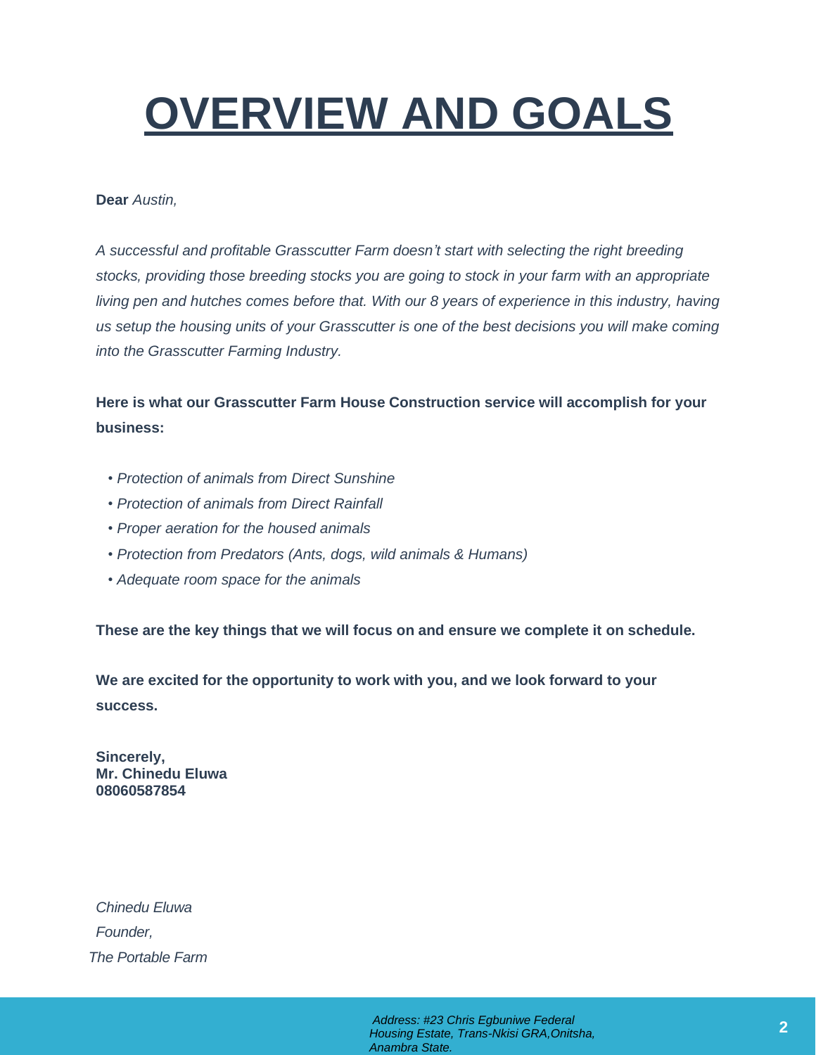# OVERVIEW AND GOALS

**Dear** *Austin,*

*A successful and profitable Grasscutter Farm doesn't start with selecting the right breeding stocks, providing those breeding stocks you are going to stock in your farm with an appropriate living pen and hutches comes before that. With our 8 years of experience in this industry, having us setup the housing units of your Grasscutter is one of the best decisions you will make coming into the Grasscutter Farming Industry.*

**Here is what our Grasscutter Farm House Construction service will accomplish for your business:**

- *Protection of animals from Direct Sunshine*
- *Protection of animals from Direct Rainfall*
- *Proper aeration for the housed animals*
- *Protection from Predators (Ants, dogs, wild animals & Humans)*
- *Adequate room space for the animals*

**These are the key things that we will focus on and ensure we complete it on schedule.**

**We are excited for the opportunity to work with you, and we look forward to your success.**

**Sincerely,**
**Mr. Chinedu Eluwa**
**08060587854**

*Chinedu Eluwa*
*Founder,*
*The Portable Farm*

*Address: #23 Chris Egbuniwe Federal Housing Estate, Trans-Nkisi GRA,Onitsha, Anambra State.*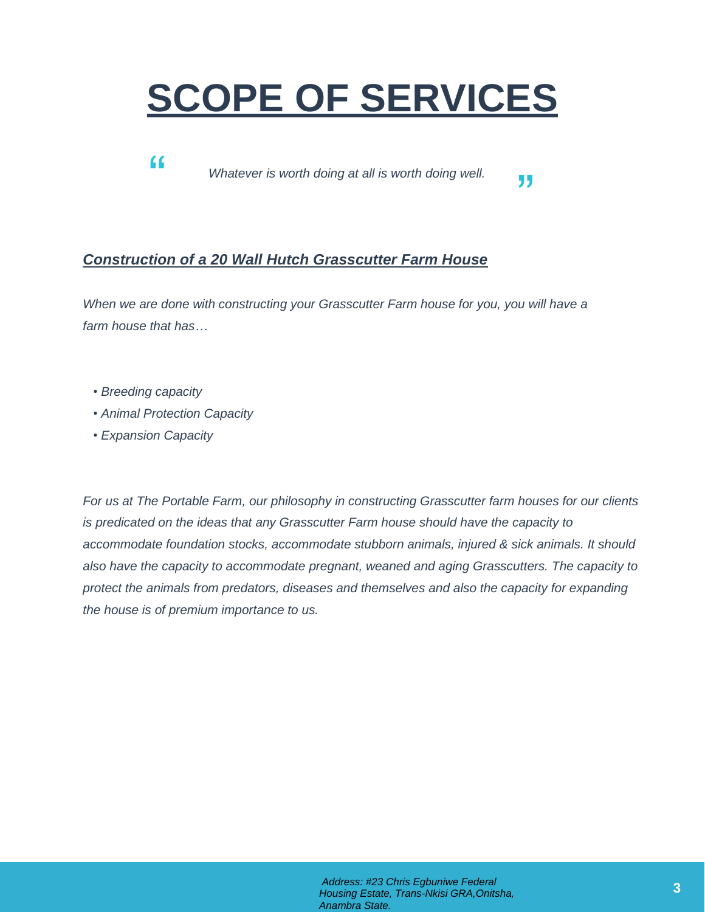# SCOPE OF SERVICES

> *Whatever is worth doing at all is worth doing well.*

***Construction of a 20 Wall Hutch Grasscutter Farm House***

*When we are done with constructing your Grasscutter Farm house for you, you will have a farm house that has…*

- *Breeding capacity*
- *Animal Protection Capacity*
- *Expansion Capacity*

*For us at The Portable Farm, our philosophy in constructing Grasscutter farm houses for our clients is predicated on the ideas that any Grasscutter Farm house should have the capacity to accommodate foundation stocks, accommodate stubborn animals, injured & sick animals. It should also have the capacity to accommodate pregnant, weaned and aging Grasscutters. The capacity to protect the animals from predators, diseases and themselves and also the capacity for expanding the house is of premium importance to us.*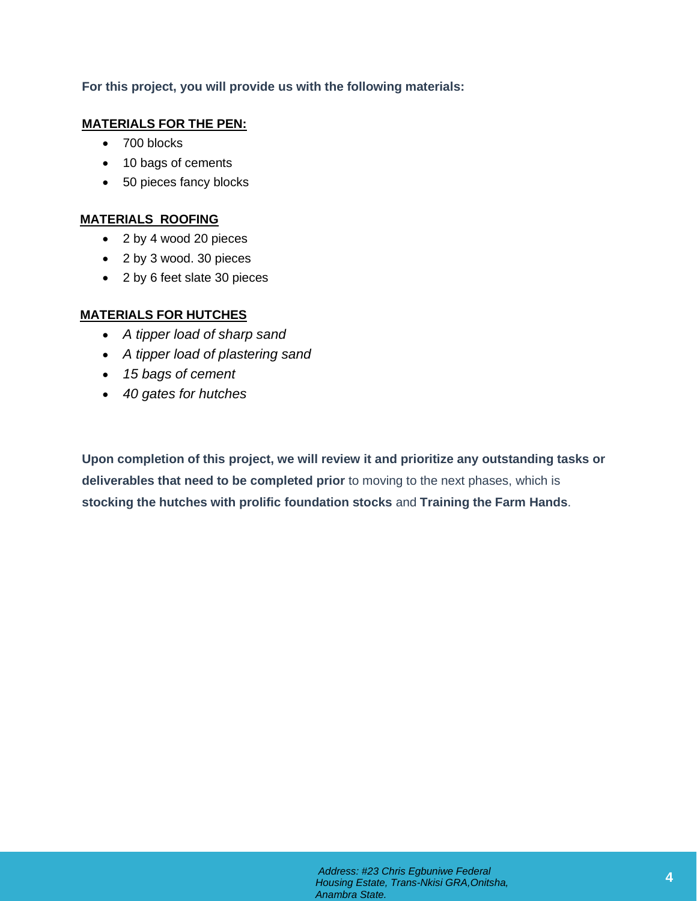**For this project, you will provide us with the following materials:**

**MATERIALS FOR THE PEN:**

- 700 blocks
- 10 bags of cements
- 50 pieces fancy blocks

**MATERIALS ROOFING**

- 2 by 4 wood 20 pieces
- 2 by 3 wood. 30 pieces
- 2 by 6 feet slate 30 pieces

**MATERIALS FOR HUTCHES**

- *A tipper load of sharp sand*
- *A tipper load of plastering sand*
- *15 bags of cement*
- *40 gates for hutches*

**Upon completion of this project, we will review it and prioritize any outstanding tasks or deliverables that need to be completed prior** to moving to the next phases, which is **stocking the hutches with prolific foundation stocks** and **Training the Farm Hands**.

*Address: #23 Chris Egbuniwe Federal Housing Estate, Trans-Nkisi GRA,Onitsha, Anambra State.*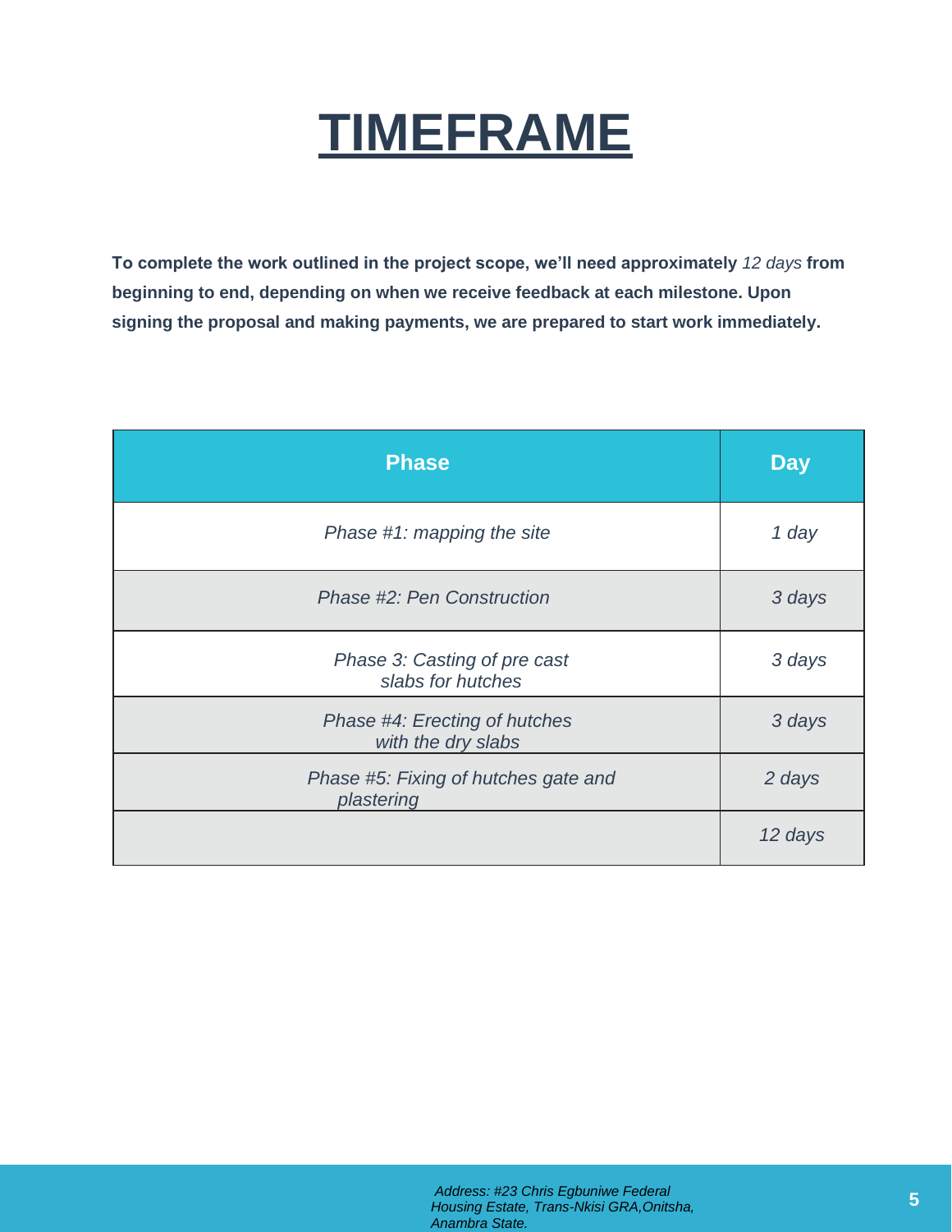# TIMEFRAME

**To complete the work outlined in the project scope, we'll need approximately** *12 days* **from beginning to end, depending on when we receive feedback at each milestone. Upon signing the proposal and making payments, we are prepared to start work immediately.**

| Phase | Day |
|---|---|
| *Phase #1: mapping the site* | *1 day* |
| *Phase #2: Pen Construction* | *3 days* |
| *Phase 3: Casting of pre cast slabs for hutches* | *3 days* |
| *Phase #4: Erecting of hutches with the dry slabs* | *3 days* |
| *Phase #5: Fixing of hutches gate and plastering* | *2 days* |
| | *12 days* |

*Address: #23 Chris Egbuniwe Federal Housing Estate, Trans-Nkisi GRA,Onitsha, Anambra State.*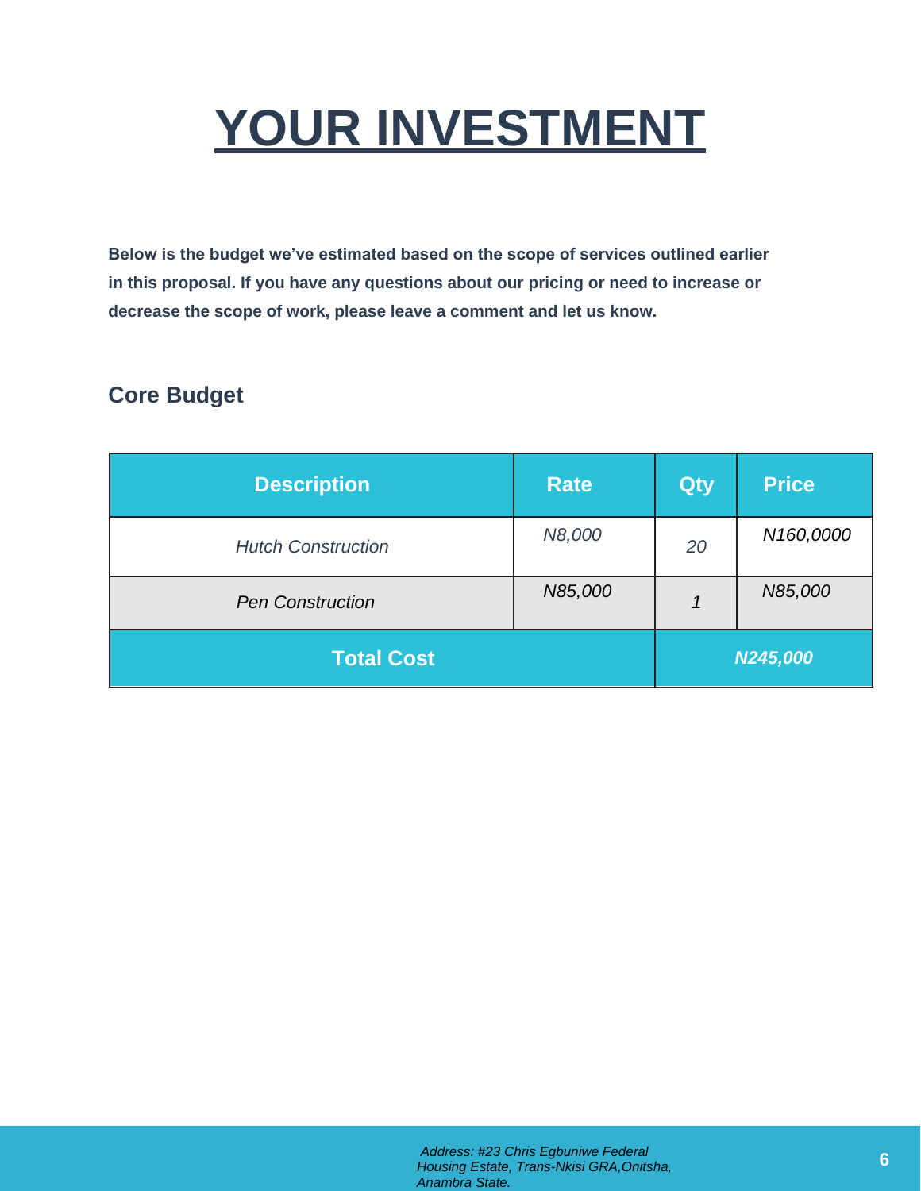# YOUR INVESTMENT

**Below is the budget we've estimated based on the scope of services outlined earlier in this proposal. If you have any questions about our pricing or need to increase or decrease the scope of work, please leave a comment and let us know.**

## Core Budget

| Description | Rate | Qty | Price |
| --- | --- | --- | --- |
| *Hutch Construction* | *N8,000* | *20* | *N160,0000* |
| *Pen Construction* | *N85,000* | *1* | *N85,000* |
| **Total Cost** | | | ***N245,000*** |

*Address: #23 Chris Egbuniwe Federal Housing Estate, Trans-Nkisi GRA,Onitsha, Anambra State.*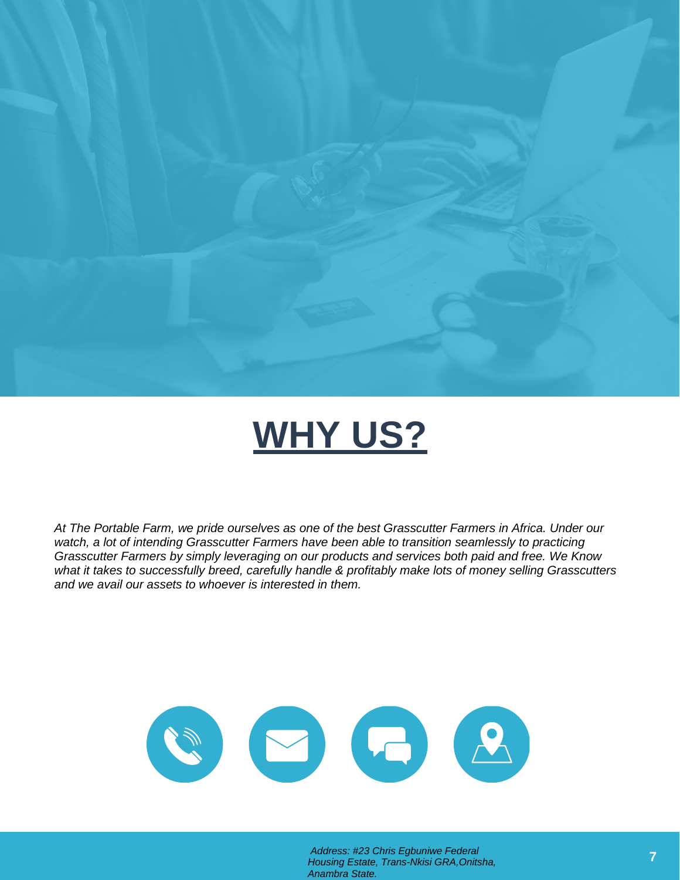# WHY US?

*At The Portable Farm, we pride ourselves as one of the best Grasscutter Farmers in Africa. Under our watch, a lot of intending Grasscutter Farmers have been able to transition seamlessly to practicing Grasscutter Farmers by simply leveraging on our products and services both paid and free. We Know what it takes to successfully breed, carefully handle & profitably make lots of money selling Grasscutters and we avail our assets to whoever is interested in them.*

*Address: #23 Chris Egbuniwe Federal Housing Estate, Trans-Nkisi GRA,Onitsha, Anambra State.*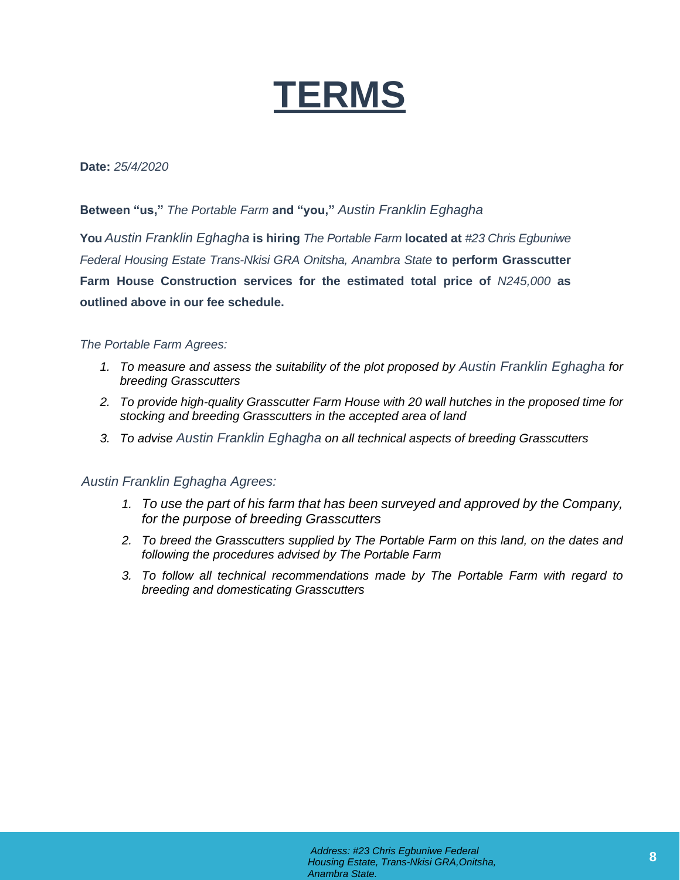# TERMS

**Date:** *25/4/2020*

**Between "us,"** *The Portable Farm* **and "you,"** *Austin Franklin Eghagha*

**You** *Austin Franklin Eghagha* **is hiring** *The Portable Farm* **located at** *#23 Chris Egbuniwe Federal Housing Estate Trans-Nkisi GRA Onitsha, Anambra State* **to perform Grasscutter Farm House Construction services for the estimated total price of** *N245,000* **as outlined above in our fee schedule.**

*The Portable Farm Agrees:*

1. *To measure and assess the suitability of the plot proposed by Austin Franklin Eghagha for breeding Grasscutters*
2. *To provide high-quality Grasscutter Farm House with 20 wall hutches in the proposed time for stocking and breeding Grasscutters in the accepted area of land*
3. *To advise Austin Franklin Eghagha on all technical aspects of breeding Grasscutters*

*Austin Franklin Eghagha Agrees:*

1. *To use the part of his farm that has been surveyed and approved by the Company, for the purpose of breeding Grasscutters*
2. *To breed the Grasscutters supplied by The Portable Farm on this land, on the dates and following the procedures advised by The Portable Farm*
3. *To follow all technical recommendations made by The Portable Farm with regard to breeding and domesticating Grasscutters*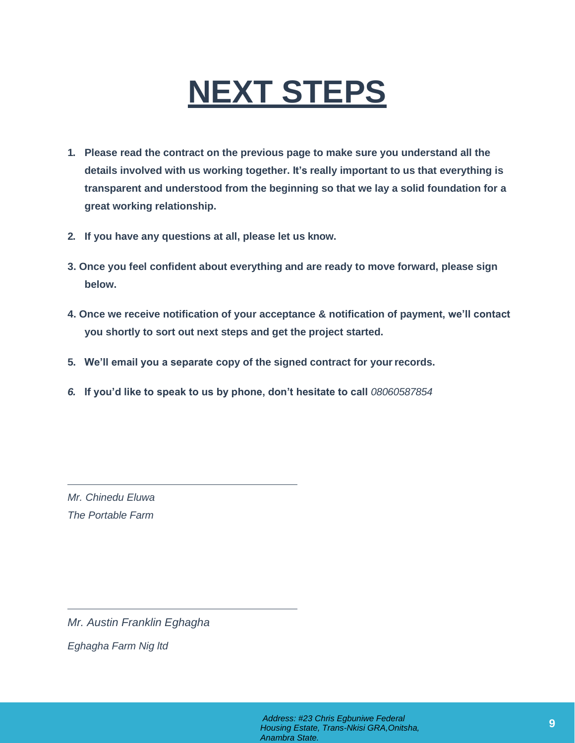# NEXT STEPS

1. **Please read the contract on the previous page to make sure you understand all the details involved with us working together. It's really important to us that everything is transparent and understood from the beginning so that we lay a solid foundation for a great working relationship.**
2. **If you have any questions at all, please let us know.**
3. **Once you feel confident about everything and are ready to move forward, please sign below.**
4. **Once we receive notification of your acceptance & notification of payment, we'll contact you shortly to sort out next steps and get the project started.**
5. **We'll email you a separate copy of the signed contract for your records.**
6. **If you'd like to speak to us by phone, don't hesitate to call** *08060587854*

---

*Mr. Chinedu Eluwa*
*The Portable Farm*

---

*Mr. Austin Franklin Eghagha*

*Eghagha Farm Nig ltd*

*Address: #23 Chris Egbuniwe Federal Housing Estate, Trans-Nkisi GRA,Onitsha, Anambra State.*